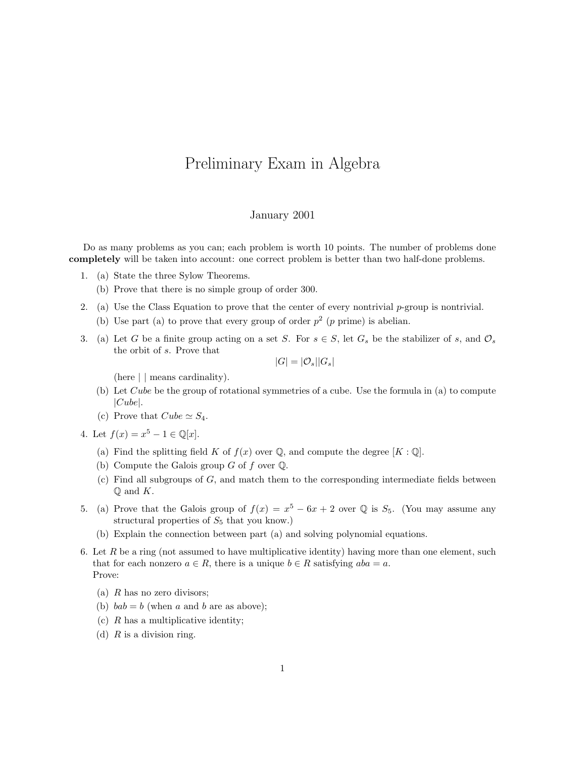# Preliminary Exam in Algebra

January 2001

Do as many problems as you can; each problem is worth 10 points. The number of problems done **completely** will be taken into account: one correct problem is better than two half-done problems.

1. (a) State the three Sylow Theorems.

   (b) Prove that there is no simple group of order 300.

2. (a) Use the Class Equation to prove that the center of every nontrivial $p$-group is nontrivial.

   (b) Use part (a) to prove that every group of order $p^2$ ($p$ prime) is abelian.

3. (a) Let $G$ be a finite group acting on a set $S$. For $s \in S$, let $G_s$ be the stabilizer of $s$, and $\mathcal{O}_s$ the orbit of $s$. Prove that

   $$|G| = |\mathcal{O}_s||G_s|$$

   (here $|\ |$ means cardinality).

   (b) Let *Cube* be the group of rotational symmetries of a cube. Use the formula in (a) to compute $|Cube|$.

   (c) Prove that $Cube \simeq S_4$.

4. Let $f(x) = x^5 - 1 \in \mathbb{Q}[x]$.

   (a) Find the splitting field $K$ of $f(x)$ over $\mathbb{Q}$, and compute the degree $[K : \mathbb{Q}]$.

   (b) Compute the Galois group $G$ of $f$ over $\mathbb{Q}$.

   (c) Find all subgroups of $G$, and match them to the corresponding intermediate fields between $\mathbb{Q}$ and $K$.

5. (a) Prove that the Galois group of $f(x) = x^5 - 6x + 2$ over $\mathbb{Q}$ is $S_5$. (You may assume any structural properties of $S_5$ that you know.)

   (b) Explain the connection between part (a) and solving polynomial equations.

6. Let $R$ be a ring (not assumed to have multiplicative identity) having more than one element, such that for each nonzero $a \in R$, there is a unique $b \in R$ satisfying $aba = a$.
   Prove:

   (a) $R$ has no zero divisors;

   (b) $bab = b$ (when $a$ and $b$ are as above);

   (c) $R$ has a multiplicative identity;

   (d) $R$ is a division ring.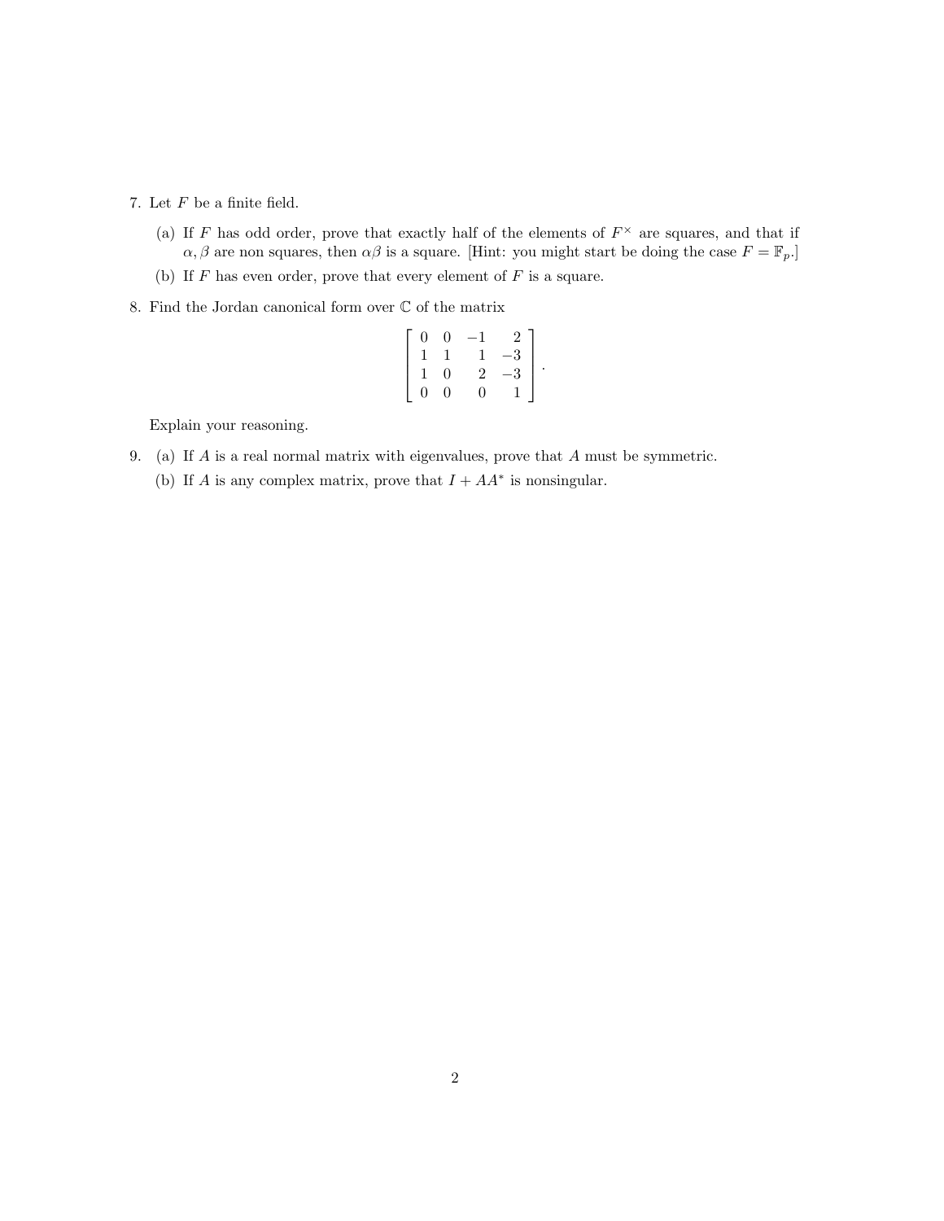7. Let $F$ be a finite field.

   (a) If $F$ has odd order, prove that exactly half of the elements of $F^\times$ are squares, and that if $\alpha, \beta$ are non squares, then $\alpha\beta$ is a square. [Hint: you might start be doing the case $F = \mathbb{F}_p$.]

   (b) If $F$ has even order, prove that every element of $F$ is a square.

8. Find the Jordan canonical form over $\mathbb{C}$ of the matrix

$$\begin{bmatrix} 0 & 0 & -1 & 2 \\ 1 & 1 & 1 & -3 \\ 1 & 0 & 2 & -3 \\ 0 & 0 & 0 & 1 \end{bmatrix}.$$

   Explain your reasoning.

9. (a) If $A$ is a real normal matrix with eigenvalues, prove that $A$ must be symmetric.

   (b) If $A$ is any complex matrix, prove that $I + AA^*$ is nonsingular.